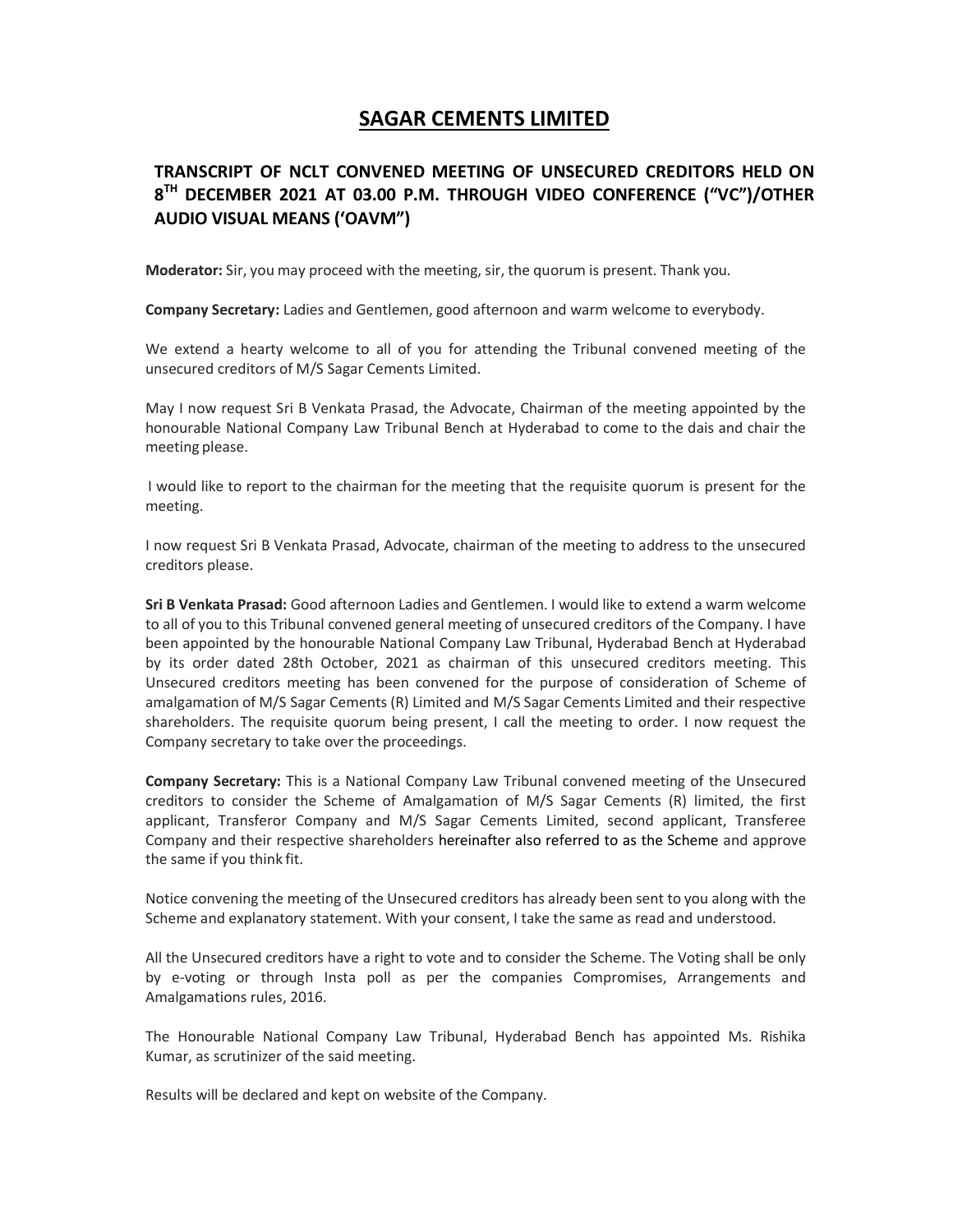# SAGAR CEMENTS LIMITED

## TRANSCRIPT OF NCLT CONVENED MEETING OF UNSECURED CREDITORS HELD ON 8TH DECEMBER 2021 AT 03.00 P.M. THROUGH VIDEO CONFERENCE ("VC")/OTHER AUDIO VISUAL MEANS ('OAVM")

**Moderator:** Sir, you may proceed with the meeting, sir, the quorum is present. Thank you.

**Company Secretary:** Ladies and Gentlemen, good afternoon and warm welcome to everybody.

We extend a hearty welcome to all of you for attending the Tribunal convened meeting of the unsecured creditors of M/S Sagar Cements Limited.

May I now request Sri B Venkata Prasad, the Advocate, Chairman of the meeting appointed by the honourable National Company Law Tribunal Bench at Hyderabad to come to the dais and chair the meeting please.

I would like to report to the chairman for the meeting that the requisite quorum is present for the meeting.

I now request Sri B Venkata Prasad, Advocate, chairman of the meeting to address to the unsecured creditors please.

**Sri B Venkata Prasad:** Good afternoon Ladies and Gentlemen. I would like to extend a warm welcome to all of you to this Tribunal convened general meeting of unsecured creditors of the Company. I have been appointed by the honourable National Company Law Tribunal, Hyderabad Bench at Hyderabad by its order dated 28th October, 2021 as chairman of this unsecured creditors meeting. This Unsecured creditors meeting has been convened for the purpose of consideration of Scheme of amalgamation of M/S Sagar Cements (R) Limited and M/S Sagar Cements Limited and their respective shareholders. The requisite quorum being present, I call the meeting to order. I now request the Company secretary to take over the proceedings.

**Company Secretary:** This is a National Company Law Tribunal convened meeting of the Unsecured creditors to consider the Scheme of Amalgamation of M/S Sagar Cements (R) limited, the first applicant, Transferor Company and M/S Sagar Cements Limited, second applicant, Transferee Company and their respective shareholders hereinafter also referred to as the Scheme and approve the same if you think fit.

Notice convening the meeting of the Unsecured creditors has already been sent to you along with the Scheme and explanatory statement. With your consent, I take the same as read and understood.

All the Unsecured creditors have a right to vote and to consider the Scheme. The Voting shall be only by e-voting or through Insta poll as per the companies Compromises, Arrangements and Amalgamations rules, 2016.

The Honourable National Company Law Tribunal, Hyderabad Bench has appointed Ms. Rishika Kumar, as scrutinizer of the said meeting.

Results will be declared and kept on website of the Company.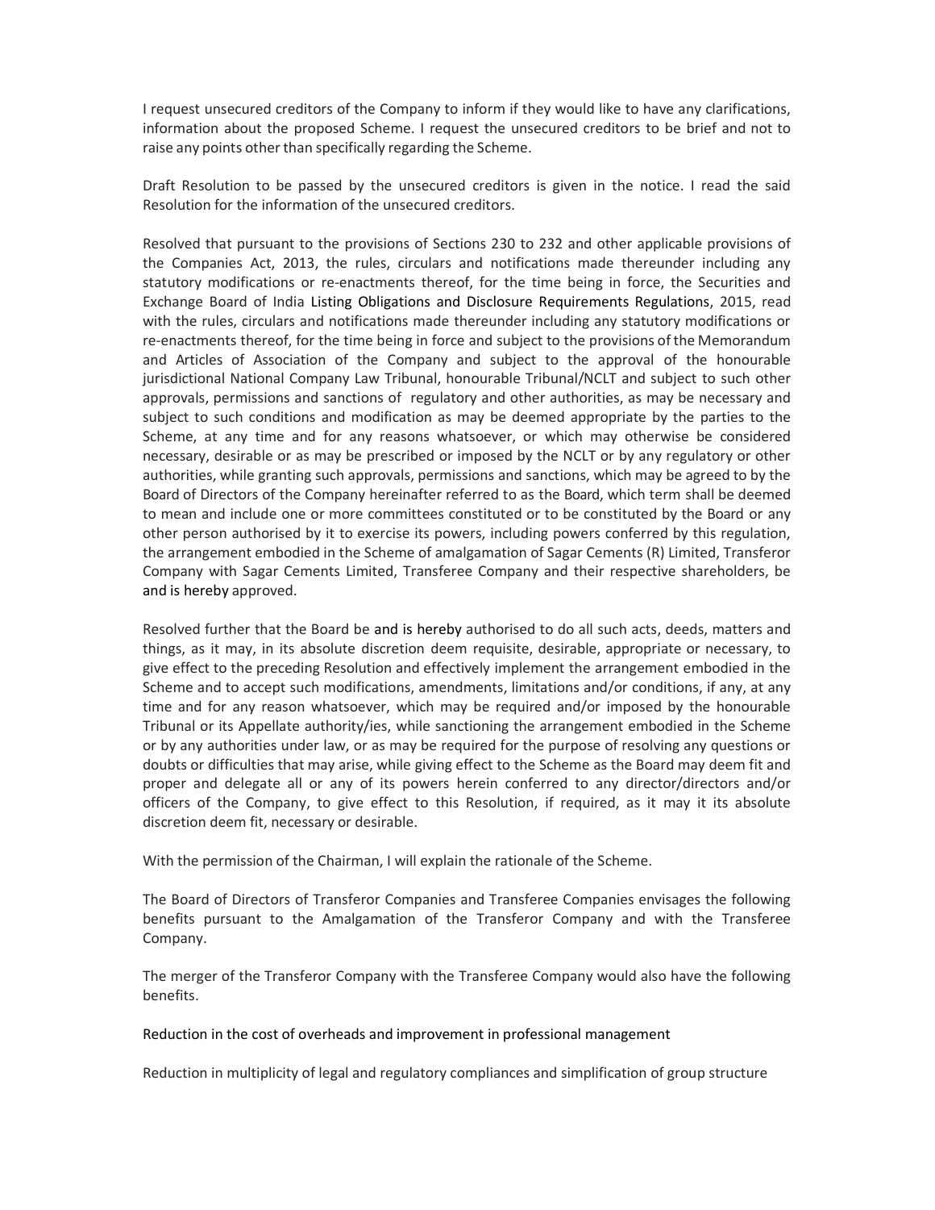I request unsecured creditors of the Company to inform if they would like to have any clarifications, information about the proposed Scheme. I request the unsecured creditors to be brief and not to raise any points other than specifically regarding the Scheme.

Draft Resolution to be passed by the unsecured creditors is given in the notice. I read the said Resolution for the information of the unsecured creditors.

Resolved that pursuant to the provisions of Sections 230 to 232 and other applicable provisions of the Companies Act, 2013, the rules, circulars and notifications made thereunder including any statutory modifications or re-enactments thereof, for the time being in force, the Securities and Exchange Board of India Listing Obligations and Disclosure Requirements Regulations, 2015, read with the rules, circulars and notifications made thereunder including any statutory modifications or re-enactments thereof, for the time being in force and subject to the provisions of the Memorandum and Articles of Association of the Company and subject to the approval of the honourable jurisdictional National Company Law Tribunal, honourable Tribunal/NCLT and subject to such other approvals, permissions and sanctions of regulatory and other authorities, as may be necessary and subject to such conditions and modification as may be deemed appropriate by the parties to the Scheme, at any time and for any reasons whatsoever, or which may otherwise be considered necessary, desirable or as may be prescribed or imposed by the NCLT or by any regulatory or other authorities, while granting such approvals, permissions and sanctions, which may be agreed to by the Board of Directors of the Company hereinafter referred to as the Board, which term shall be deemed to mean and include one or more committees constituted or to be constituted by the Board or any other person authorised by it to exercise its powers, including powers conferred by this regulation, the arrangement embodied in the Scheme of amalgamation of Sagar Cements (R) Limited, Transferor Company with Sagar Cements Limited, Transferee Company and their respective shareholders, be and is hereby approved.

Resolved further that the Board be and is hereby authorised to do all such acts, deeds, matters and things, as it may, in its absolute discretion deem requisite, desirable, appropriate or necessary, to give effect to the preceding Resolution and effectively implement the arrangement embodied in the Scheme and to accept such modifications, amendments, limitations and/or conditions, if any, at any time and for any reason whatsoever, which may be required and/or imposed by the honourable Tribunal or its Appellate authority/ies, while sanctioning the arrangement embodied in the Scheme or by any authorities under law, or as may be required for the purpose of resolving any questions or doubts or difficulties that may arise, while giving effect to the Scheme as the Board may deem fit and proper and delegate all or any of its powers herein conferred to any director/directors and/or officers of the Company, to give effect to this Resolution, if required, as it may it its absolute discretion deem fit, necessary or desirable.

With the permission of the Chairman, I will explain the rationale of the Scheme.

The Board of Directors of Transferor Companies and Transferee Companies envisages the following benefits pursuant to the Amalgamation of the Transferor Company and with the Transferee Company.

The merger of the Transferor Company with the Transferee Company would also have the following benefits.

Reduction in the cost of overheads and improvement in professional management

Reduction in multiplicity of legal and regulatory compliances and simplification of group structure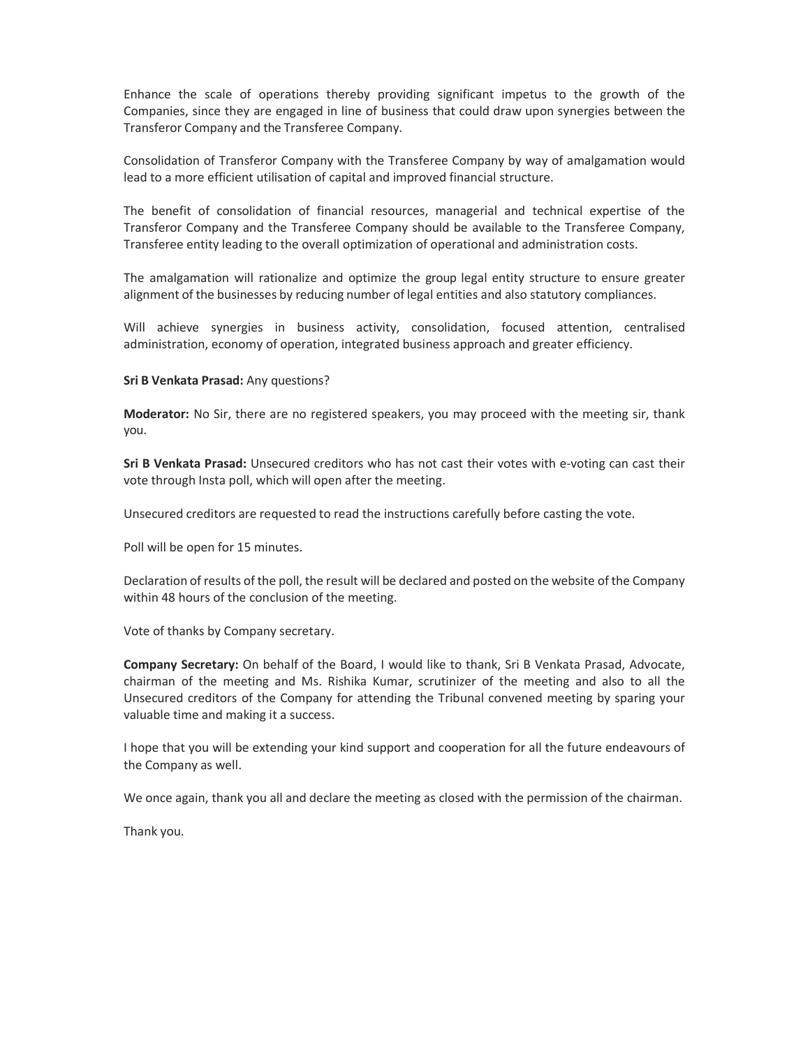Enhance the scale of operations thereby providing significant impetus to the growth of the Companies, since they are engaged in line of business that could draw upon synergies between the Transferor Company and the Transferee Company.

Consolidation of Transferor Company with the Transferee Company by way of amalgamation would lead to a more efficient utilisation of capital and improved financial structure.

The benefit of consolidation of financial resources, managerial and technical expertise of the Transferor Company and the Transferee Company should be available to the Transferee Company, Transferee entity leading to the overall optimization of operational and administration costs.

The amalgamation will rationalize and optimize the group legal entity structure to ensure greater alignment of the businesses by reducing number of legal entities and also statutory compliances.

Will achieve synergies in business activity, consolidation, focused attention, centralised administration, economy of operation, integrated business approach and greater efficiency.

**Sri B Venkata Prasad:** Any questions?

**Moderator:** No Sir, there are no registered speakers, you may proceed with the meeting sir, thank you.

**Sri B Venkata Prasad:** Unsecured creditors who has not cast their votes with e-voting can cast their vote through Insta poll, which will open after the meeting.

Unsecured creditors are requested to read the instructions carefully before casting the vote.

Poll will be open for 15 minutes.

Declaration of results of the poll, the result will be declared and posted on the website of the Company within 48 hours of the conclusion of the meeting.

Vote of thanks by Company secretary.

**Company Secretary:** On behalf of the Board, I would like to thank, Sri B Venkata Prasad, Advocate, chairman of the meeting and Ms. Rishika Kumar, scrutinizer of the meeting and also to all the Unsecured creditors of the Company for attending the Tribunal convened meeting by sparing your valuable time and making it a success.

I hope that you will be extending your kind support and cooperation for all the future endeavours of the Company as well.

We once again, thank you all and declare the meeting as closed with the permission of the chairman.

Thank you.